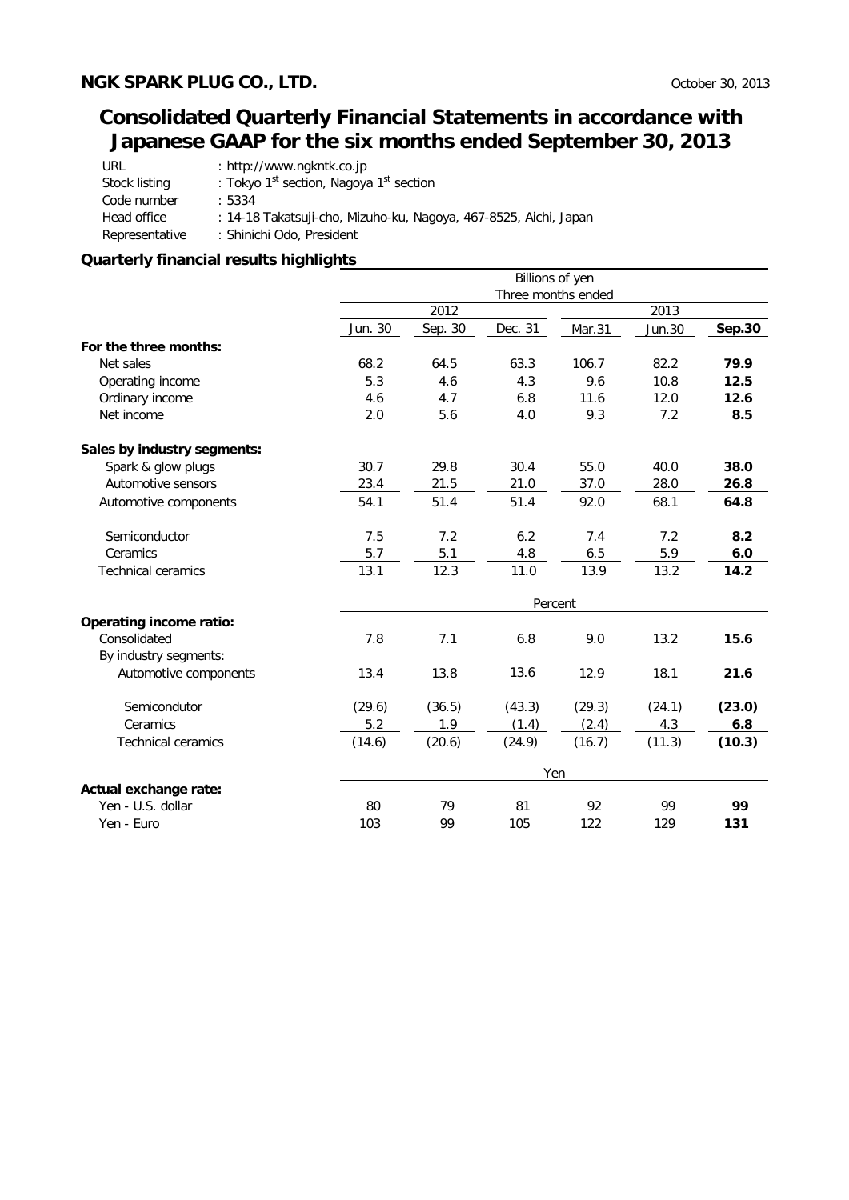**NGK SPARK PLUG CO., LTD.**

October 30, 2013

# Consolidated Quarterly Financial Statements in accordance with Japanese GAAP for the six months ended September 30, 2013

| | |
|---|---|
| URL | : http://www.ngkntk.co.jp |
| Stock listing | : Tokyo 1st section, Nagoya 1st section |
| Code number | : 5334 |
| Head office | : 14-18 Takatsuji-cho, Mizuho-ku, Nagoya, 467-8525, Aichi, Japan |
| Representative | : Shinichi Odo, President |

## Quarterly financial results highlights

| | Billions of yen | | | | | |
|---|---|---|---|---|---|---|
| | Three months ended | | | | | |
| | 2012 | | | 2013 | | |
| | Jun. 30 | Sep. 30 | Dec. 31 | Mar.31 | Jun.30 | **Sep.30** |
| **For the three months:** | | | | | | |
| Net sales | 68.2 | 64.5 | 63.3 | 106.7 | 82.2 | **79.9** |
| Operating income | 5.3 | 4.6 | 4.3 | 9.6 | 10.8 | **12.5** |
| Ordinary income | 4.6 | 4.7 | 6.8 | 11.6 | 12.0 | **12.6** |
| Net income | 2.0 | 5.6 | 4.0 | 9.3 | 7.2 | **8.5** |
| **Sales by industry segments:** | | | | | | |
| Spark & glow plugs | 30.7 | 29.8 | 30.4 | 55.0 | 40.0 | **38.0** |
| Automotive sensors | 23.4 | 21.5 | 21.0 | 37.0 | 28.0 | **26.8** |
| Automotive components | 54.1 | 51.4 | 51.4 | 92.0 | 68.1 | **64.8** |
| Semiconductor | 7.5 | 7.2 | 6.2 | 7.4 | 7.2 | **8.2** |
| Ceramics | 5.7 | 5.1 | 4.8 | 6.5 | 5.9 | **6.0** |
| Technical ceramics | 13.1 | 12.3 | 11.0 | 13.9 | 13.2 | **14.2** |
| | Percent | | | | | |
| **Operating income ratio:** | | | | | | |
| Consolidated | 7.8 | 7.1 | 6.8 | 9.0 | 13.2 | **15.6** |
| By industry segments: | | | | | | |
| Automotive components | 13.4 | 13.8 | 13.6 | 12.9 | 18.1 | **21.6** |
| Semicondutor | (29.6) | (36.5) | (43.3) | (29.3) | (24.1) | **(23.0)** |
| Ceramics | 5.2 | 1.9 | (1.4) | (2.4) | 4.3 | **6.8** |
| Technical ceramics | (14.6) | (20.6) | (24.9) | (16.7) | (11.3) | **(10.3)** |
| | Yen | | | | | |
| **Actual exchange rate:** | | | | | | |
| Yen - U.S. dollar | 80 | 79 | 81 | 92 | 99 | **99** |
| Yen - Euro | 103 | 99 | 105 | 122 | 129 | **131** |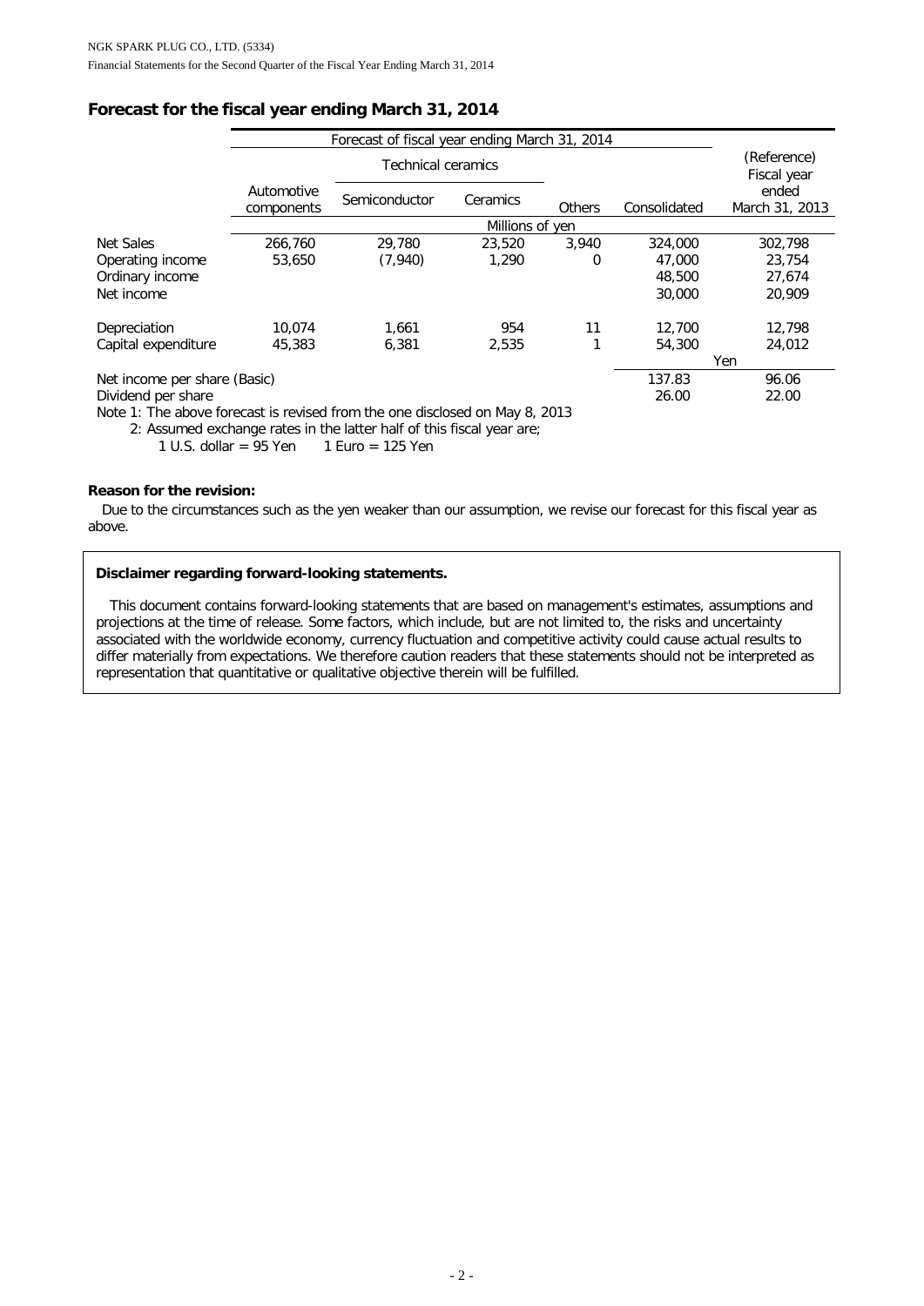## Forecast for the fiscal year ending March 31, 2014

| | Forecast of fiscal year ending March 31, 2014 | | | | | (Reference) Fiscal year ended March 31, 2013 |
|---|---|---|---|---|---|---|
| | | Technical ceramics | | | | |
| | Automotive components | Semiconductor | Ceramics | Others | Consolidated | |
| | Millions of yen | | | | | |
| Net Sales | 266,760 | 29,780 | 23,520 | 3,940 | 324,000 | 302,798 |
| Operating income | 53,650 | (7,940) | 1,290 | 0 | 47,000 | 23,754 |
| Ordinary income | | | | | 48,500 | 27,674 |
| Net income | | | | | 30,000 | 20,909 |
| Depreciation | 10,074 | 1,661 | 954 | 11 | 12,700 | 12,798 |
| Capital expenditure | 45,383 | 6,381 | 2,535 | 1 | 54,300 | 24,012 |
| | | | | | Yen | |
| Net income per share (Basic) | | | | | 137.83 | 96.06 |
| Dividend per share | | | | | 26.00 | 22.00 |

Note 1: The above forecast is revised from the one disclosed on May 8, 2013

2: Assumed exchange rates in the latter half of this fiscal year are;

1 U.S. dollar = 95 Yen 1 Euro = 125 Yen

**Reason for the revision:**

Due to the circumstances such as the yen weaker than our assumption, we revise our forecast for this fiscal year as above.

**Disclaimer regarding forward-looking statements.**

This document contains forward-looking statements that are based on management's estimates, assumptions and projections at the time of release. Some factors, which include, but are not limited to, the risks and uncertainty associated with the worldwide economy, currency fluctuation and competitive activity could cause actual results to differ materially from expectations. We therefore caution readers that these statements should not be interpreted as representation that quantitative or qualitative objective therein will be fulfilled.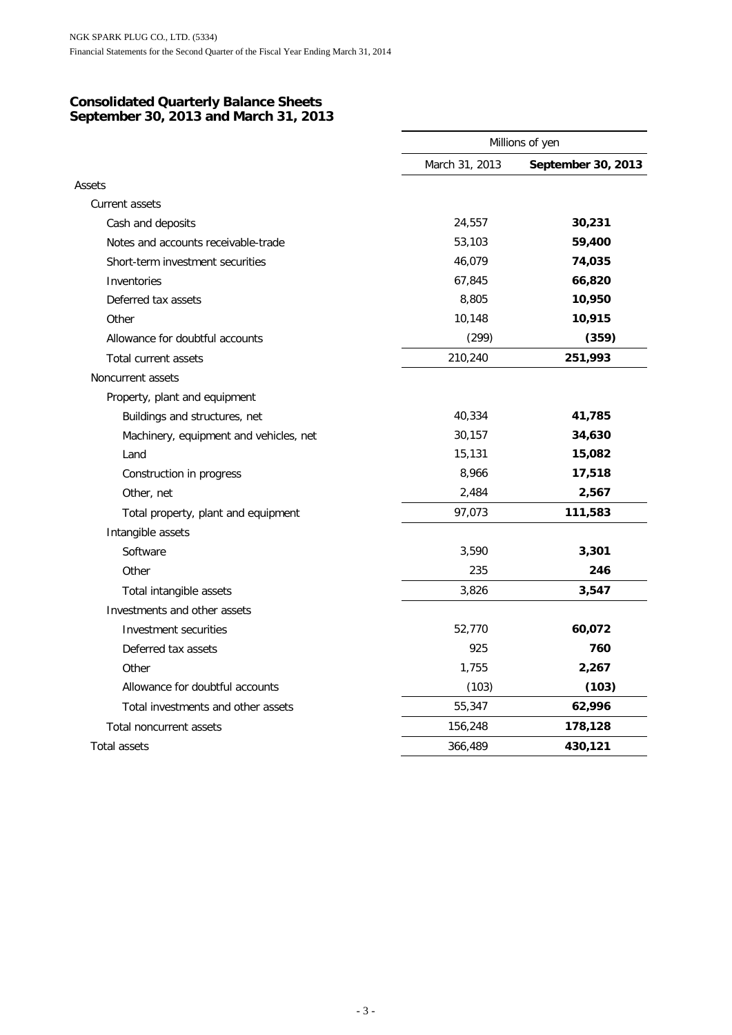## Consolidated Quarterly Balance Sheets
## September 30, 2013 and March 31, 2013

| | Millions of yen | |
|---|---|---|
| | March 31, 2013 | **September 30, 2013** |
| Assets | | |
| Current assets | | |
| Cash and deposits | 24,557 | **30,231** |
| Notes and accounts receivable-trade | 53,103 | **59,400** |
| Short-term investment securities | 46,079 | **74,035** |
| Inventories | 67,845 | **66,820** |
| Deferred tax assets | 8,805 | **10,950** |
| Other | 10,148 | **10,915** |
| Allowance for doubtful accounts | (299) | **(359)** |
| Total current assets | 210,240 | **251,993** |
| Noncurrent assets | | |
| Property, plant and equipment | | |
| Buildings and structures, net | 40,334 | **41,785** |
| Machinery, equipment and vehicles, net | 30,157 | **34,630** |
| Land | 15,131 | **15,082** |
| Construction in progress | 8,966 | **17,518** |
| Other, net | 2,484 | **2,567** |
| Total property, plant and equipment | 97,073 | **111,583** |
| Intangible assets | | |
| Software | 3,590 | **3,301** |
| Other | 235 | **246** |
| Total intangible assets | 3,826 | **3,547** |
| Investments and other assets | | |
| Investment securities | 52,770 | **60,072** |
| Deferred tax assets | 925 | **760** |
| Other | 1,755 | **2,267** |
| Allowance for doubtful accounts | (103) | **(103)** |
| Total investments and other assets | 55,347 | **62,996** |
| Total noncurrent assets | 156,248 | **178,128** |
| Total assets | 366,489 | **430,121** |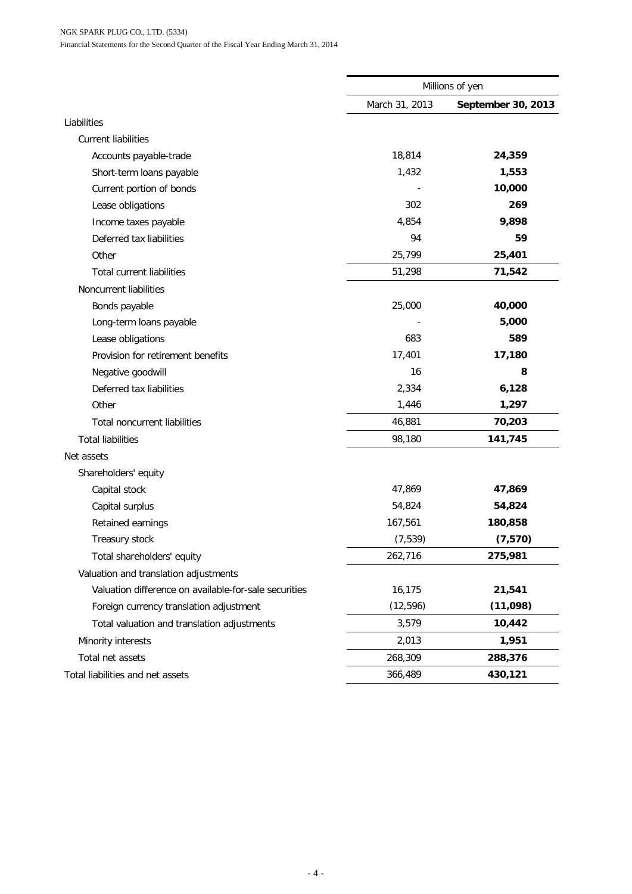| | Millions of yen | |
|---|---|---|
| | March 31, 2013 | **September 30, 2013** |
| Liabilities | | |
| Current liabilities | | |
| Accounts payable-trade | 18,814 | **24,359** |
| Short-term loans payable | 1,432 | **1,553** |
| Current portion of bonds | - | **10,000** |
| Lease obligations | 302 | **269** |
| Income taxes payable | 4,854 | **9,898** |
| Deferred tax liabilities | 94 | **59** |
| Other | 25,799 | **25,401** |
| Total current liabilities | 51,298 | **71,542** |
| Noncurrent liabilities | | |
| Bonds payable | 25,000 | **40,000** |
| Long-term loans payable | - | **5,000** |
| Lease obligations | 683 | **589** |
| Provision for retirement benefits | 17,401 | **17,180** |
| Negative goodwill | 16 | **8** |
| Deferred tax liabilities | 2,334 | **6,128** |
| Other | 1,446 | **1,297** |
| Total noncurrent liabilities | 46,881 | **70,203** |
| Total liabilities | 98,180 | **141,745** |
| Net assets | | |
| Shareholders' equity | | |
| Capital stock | 47,869 | **47,869** |
| Capital surplus | 54,824 | **54,824** |
| Retained earnings | 167,561 | **180,858** |
| Treasury stock | (7,539) | **(7,570)** |
| Total shareholders' equity | 262,716 | **275,981** |
| Valuation and translation adjustments | | |
| Valuation difference on available-for-sale securities | 16,175 | **21,541** |
| Foreign currency translation adjustment | (12,596) | **(11,098)** |
| Total valuation and translation adjustments | 3,579 | **10,442** |
| Minority interests | 2,013 | **1,951** |
| Total net assets | 268,309 | **288,376** |
| Total liabilities and net assets | 366,489 | **430,121** |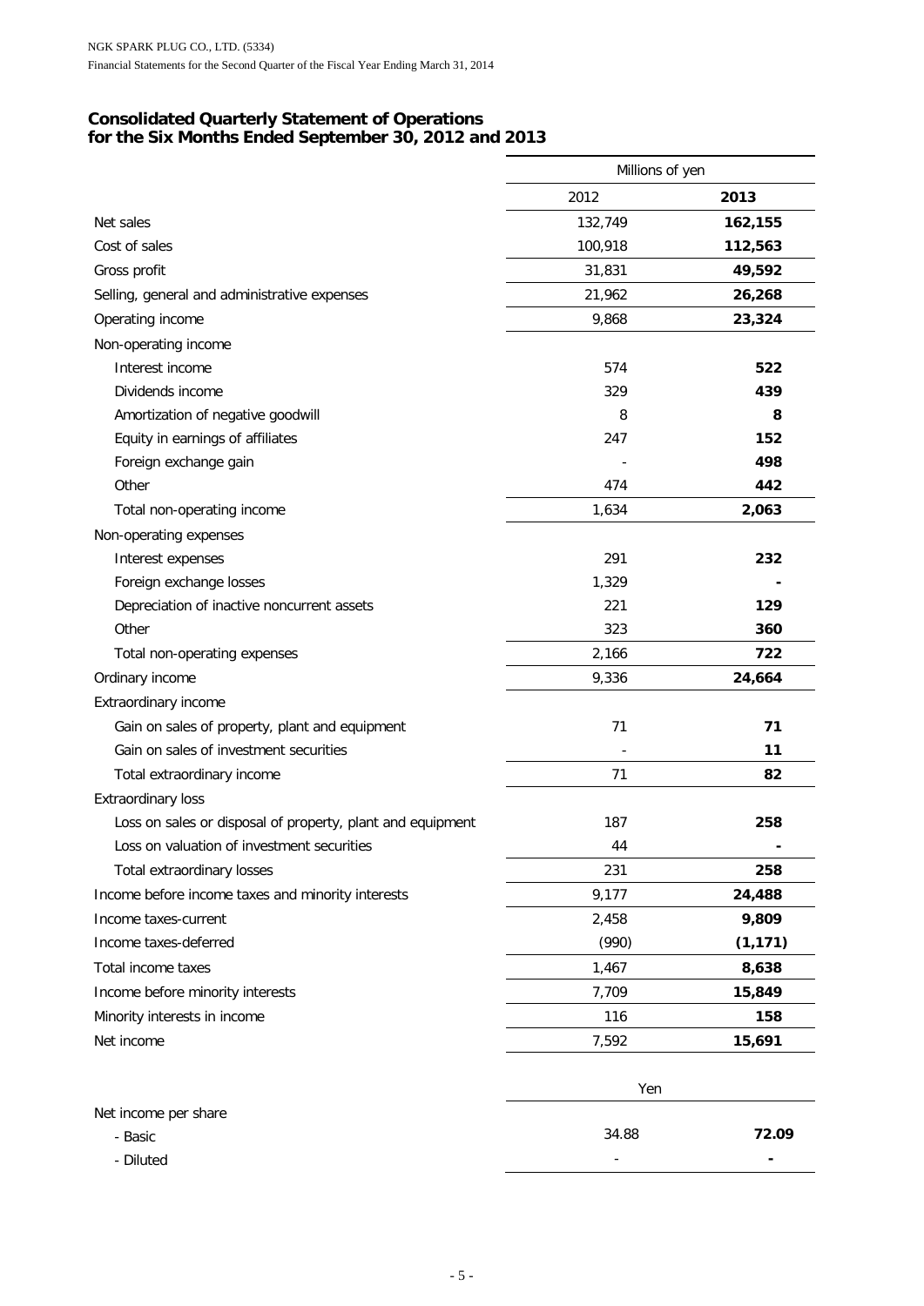## Consolidated Quarterly Statement of Operations for the Six Months Ended September 30, 2012 and 2013

| | Millions of yen | |
|---|---|---|
| | 2012 | **2013** |
| Net sales | 132,749 | **162,155** |
| Cost of sales | 100,918 | **112,563** |
| Gross profit | 31,831 | **49,592** |
| Selling, general and administrative expenses | 21,962 | **26,268** |
| Operating income | 9,868 | **23,324** |
| Non-operating income | | |
| Interest income | 574 | **522** |
| Dividends income | 329 | **439** |
| Amortization of negative goodwill | 8 | **8** |
| Equity in earnings of affiliates | 247 | **152** |
| Foreign exchange gain | - | **498** |
| Other | 474 | **442** |
| Total non-operating income | 1,634 | **2,063** |
| Non-operating expenses | | |
| Interest expenses | 291 | **232** |
| Foreign exchange losses | 1,329 | **-** |
| Depreciation of inactive noncurrent assets | 221 | **129** |
| Other | 323 | **360** |
| Total non-operating expenses | 2,166 | **722** |
| Ordinary income | 9,336 | **24,664** |
| Extraordinary income | | |
| Gain on sales of property, plant and equipment | 71 | **71** |
| Gain on sales of investment securities | - | **11** |
| Total extraordinary income | 71 | **82** |
| Extraordinary loss | | |
| Loss on sales or disposal of property, plant and equipment | 187 | **258** |
| Loss on valuation of investment securities | 44 | **-** |
| Total extraordinary losses | 231 | **258** |
| Income before income taxes and minority interests | 9,177 | **24,488** |
| Income taxes-current | 2,458 | **9,809** |
| Income taxes-deferred | (990) | **(1,171)** |
| Total income taxes | 1,467 | **8,638** |
| Income before minority interests | 7,709 | **15,849** |
| Minority interests in income | 116 | **158** |
| Net income | 7,592 | **15,691** |

| | Yen | |
|---|---|---|
| Net income per share | | |
| - Basic | 34.88 | **72.09** |
| - Diluted | - | **-** |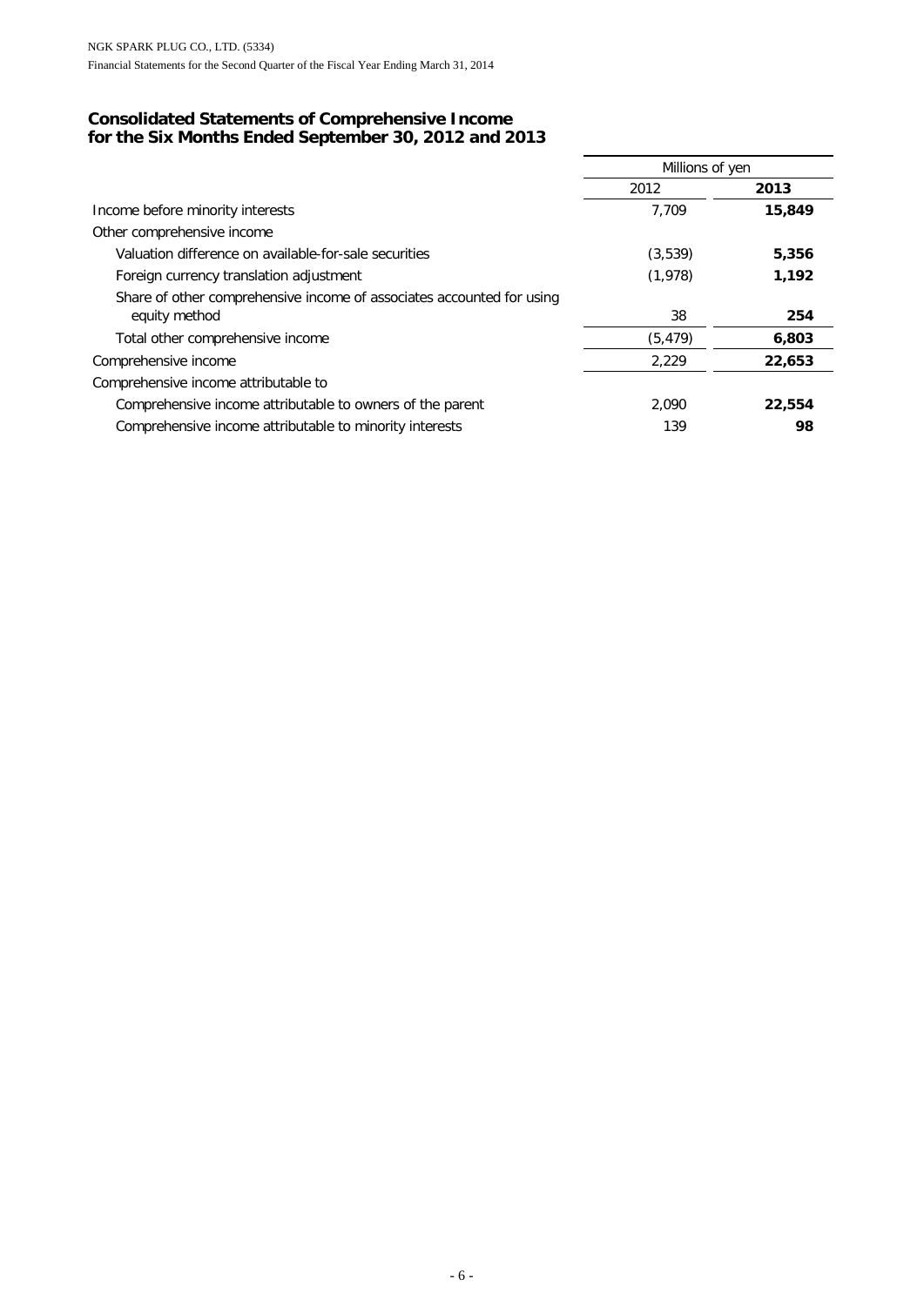## Consolidated Statements of Comprehensive Income for the Six Months Ended September 30, 2012 and 2013

| | Millions of yen | |
|---|---|---|
| | 2012 | **2013** |
| Income before minority interests | 7,709 | **15,849** |
| Other comprehensive income | | |
| Valuation difference on available-for-sale securities | (3,539) | **5,356** |
| Foreign currency translation adjustment | (1,978) | **1,192** |
| Share of other comprehensive income of associates accounted for using equity method | 38 | **254** |
| Total other comprehensive income | (5,479) | **6,803** |
| Comprehensive income | 2,229 | **22,653** |
| Comprehensive income attributable to | | |
| Comprehensive income attributable to owners of the parent | 2,090 | **22,554** |
| Comprehensive income attributable to minority interests | 139 | **98** |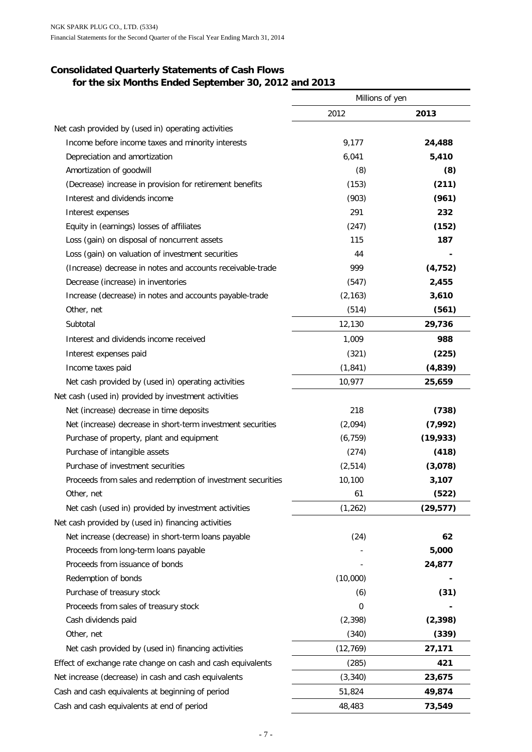## Consolidated Quarterly Statements of Cash Flows
### for the six Months Ended September 30, 2012 and 2013

| | Millions of yen | |
|---|---|---|
| | 2012 | **2013** |
| Net cash provided by (used in) operating activities | | |
| Income before income taxes and minority interests | 9,177 | **24,488** |
| Depreciation and amortization | 6,041 | **5,410** |
| Amortization of goodwill | (8) | **(8)** |
| (Decrease) increase in provision for retirement benefits | (153) | **(211)** |
| Interest and dividends income | (903) | **(961)** |
| Interest expenses | 291 | **232** |
| Equity in (earnings) losses of affiliates | (247) | **(152)** |
| Loss (gain) on disposal of noncurrent assets | 115 | **187** |
| Loss (gain) on valuation of investment securities | 44 | **-** |
| (Increase) decrease in notes and accounts receivable-trade | 999 | **(4,752)** |
| Decrease (increase) in inventories | (547) | **2,455** |
| Increase (decrease) in notes and accounts payable-trade | (2,163) | **3,610** |
| Other, net | (514) | **(561)** |
| Subtotal | 12,130 | **29,736** |
| Interest and dividends income received | 1,009 | **988** |
| Interest expenses paid | (321) | **(225)** |
| Income taxes paid | (1,841) | **(4,839)** |
| Net cash provided by (used in) operating activities | 10,977 | **25,659** |
| Net cash (used in) provided by investment activities | | |
| Net (increase) decrease in time deposits | 218 | **(738)** |
| Net (increase) decrease in short-term investment securities | (2,094) | **(7,992)** |
| Purchase of property, plant and equipment | (6,759) | **(19,933)** |
| Purchase of intangible assets | (274) | **(418)** |
| Purchase of investment securities | (2,514) | **(3,078)** |
| Proceeds from sales and redemption of investment securities | 10,100 | **3,107** |
| Other, net | 61 | **(522)** |
| Net cash (used in) provided by investment activities | (1,262) | **(29,577)** |
| Net cash provided by (used in) financing activities | | |
| Net increase (decrease) in short-term loans payable | (24) | **62** |
| Proceeds from long-term loans payable | - | **5,000** |
| Proceeds from issuance of bonds | - | **24,877** |
| Redemption of bonds | (10,000) | **-** |
| Purchase of treasury stock | (6) | **(31)** |
| Proceeds from sales of treasury stock | 0 | **-** |
| Cash dividends paid | (2,398) | **(2,398)** |
| Other, net | (340) | **(339)** |
| Net cash provided by (used in) financing activities | (12,769) | **27,171** |
| Effect of exchange rate change on cash and cash equivalents | (285) | **421** |
| Net increase (decrease) in cash and cash equivalents | (3,340) | **23,675** |
| Cash and cash equivalents at beginning of period | 51,824 | **49,874** |
| Cash and cash equivalents at end of period | 48,483 | **73,549** |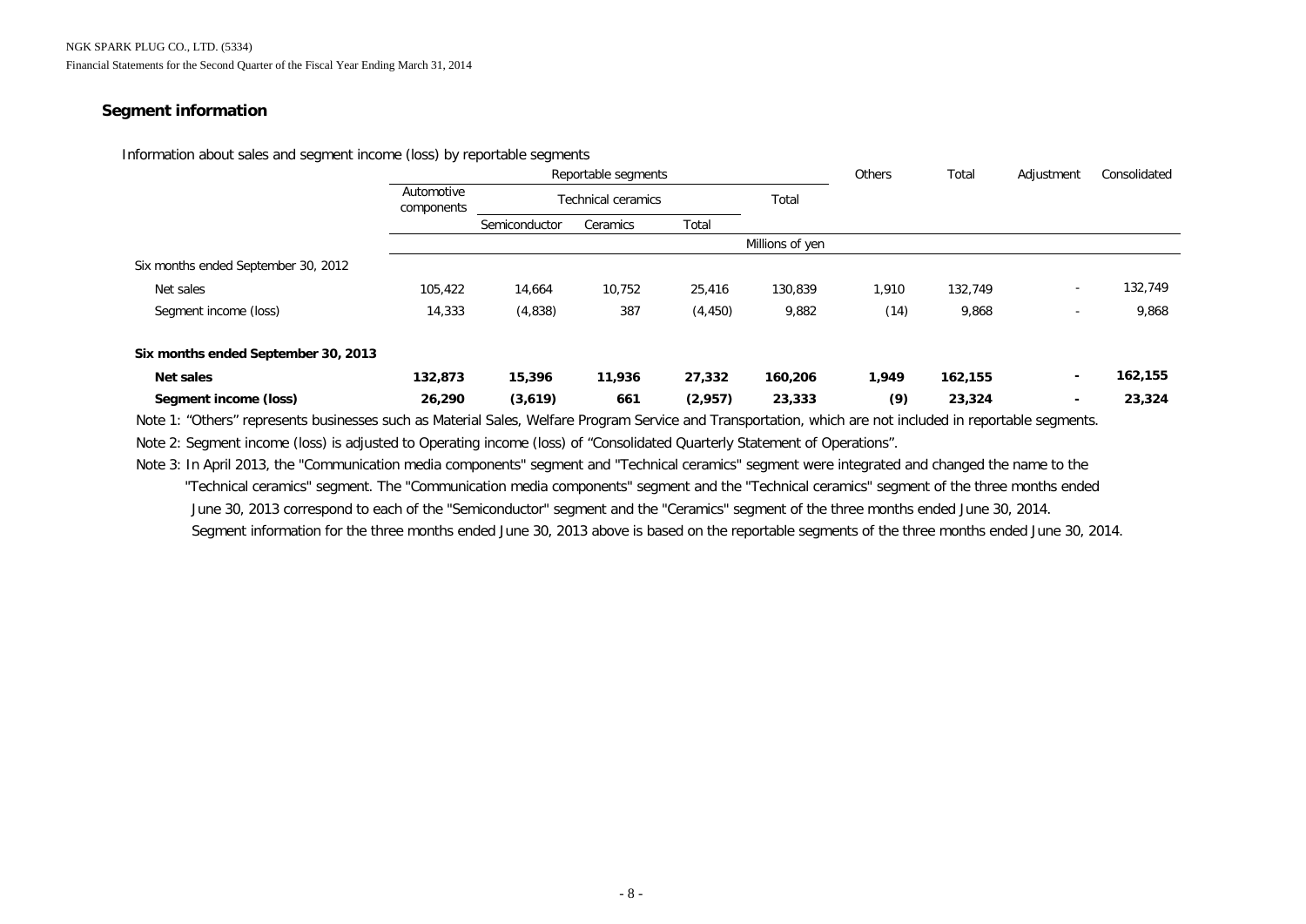## Segment information

Information about sales and segment income (loss) by reportable segments

| | Reportable segments | | | | | Others | Total | Adjustment | Consolidated |
|---|---|---|---|---|---|---|---|---|---|
| | Automotive components | Technical ceramics | | | Total | | | | |
| | | Semiconductor | Ceramics | Total | | | | | |
| | Millions of yen | | | | | | | | |
| Six months ended September 30, 2012 | | | | | | | | | |
| Net sales | 105,422 | 14,664 | 10,752 | 25,416 | 130,839 | 1,910 | 132,749 | - | 132,749 |
| Segment income (loss) | 14,333 | (4,838) | 387 | (4,450) | 9,882 | (14) | 9,868 | - | 9,868 |
| **Six months ended September 30, 2013** | | | | | | | | | |
| **Net sales** | **132,873** | **15,396** | **11,936** | **27,332** | **160,206** | **1,949** | **162,155** | **-** | **162,155** |
| **Segment income (loss)** | **26,290** | **(3,619)** | **661** | **(2,957)** | **23,333** | **(9)** | **23,324** | **-** | **23,324** |

Note 1: "Others" represents businesses such as Material Sales, Welfare Program Service and Transportation, which are not included in reportable segments.

Note 2: Segment income (loss) is adjusted to Operating income (loss) of "Consolidated Quarterly Statement of Operations".

Note 3: In April 2013, the "Communication media components" segment and "Technical ceramics" segment were integrated and changed the name to the "Technical ceramics" segment. The "Communication media components" segment and the "Technical ceramics" segment of the three months ended June 30, 2013 correspond to each of the "Semiconductor" segment and the "Ceramics" segment of the three months ended June 30, 2014. Segment information for the three months ended June 30, 2013 above is based on the reportable segments of the three months ended June 30, 2014.